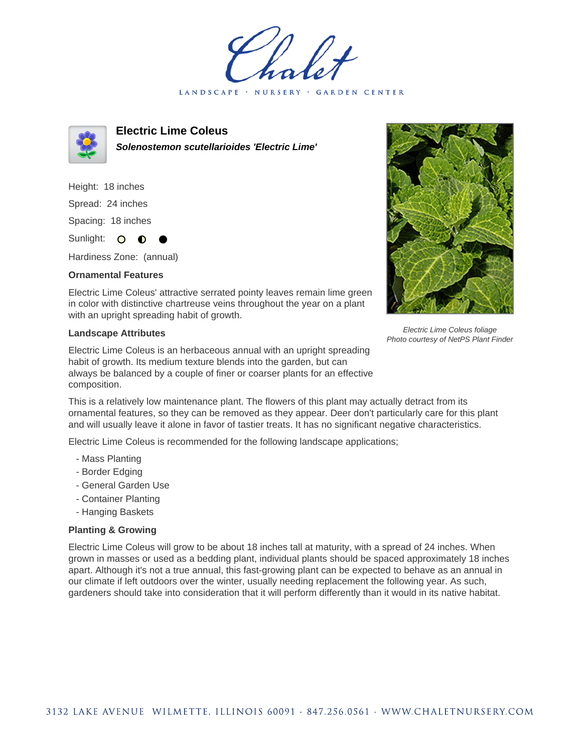# Electric Lime Coleus

***Solenostemon scutellarioides 'Electric Lime'***

Height: 18 inches

Spread: 24 inches

Spacing: 18 inches

Sunlight: ○ ◐ ●

Hardiness Zone: (annual)

### Ornamental Features

Electric Lime Coleus' attractive serrated pointy leaves remain lime green in color with distinctive chartreuse veins throughout the year on a plant with an upright spreading habit of growth.

*Electric Lime Coleus foliage*
*Photo courtesy of NetPS Plant Finder*

### Landscape Attributes

Electric Lime Coleus is an herbaceous annual with an upright spreading habit of growth. Its medium texture blends into the garden, but can always be balanced by a couple of finer or coarser plants for an effective composition.

This is a relatively low maintenance plant. The flowers of this plant may actually detract from its ornamental features, so they can be removed as they appear. Deer don't particularly care for this plant and will usually leave it alone in favor of tastier treats. It has no significant negative characteristics.

Electric Lime Coleus is recommended for the following landscape applications;

- Mass Planting
- Border Edging
- General Garden Use
- Container Planting
- Hanging Baskets

### Planting & Growing

Electric Lime Coleus will grow to be about 18 inches tall at maturity, with a spread of 24 inches. When grown in masses or used as a bedding plant, individual plants should be spaced approximately 18 inches apart. Although it's not a true annual, this fast-growing plant can be expected to behave as an annual in our climate if left outdoors over the winter, usually needing replacement the following year. As such, gardeners should take into consideration that it will perform differently than it would in its native habitat.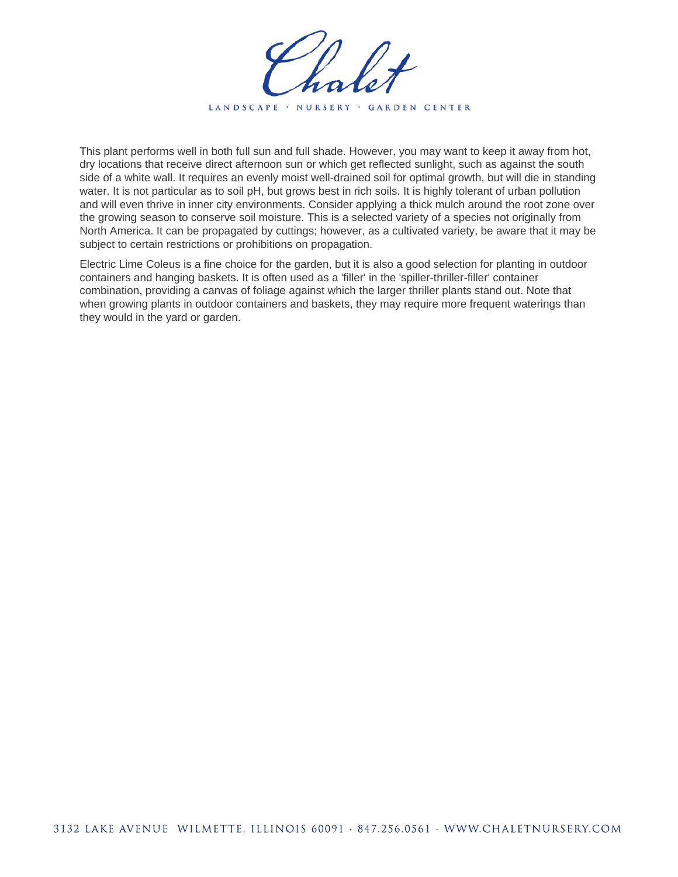This plant performs well in both full sun and full shade. However, you may want to keep it away from hot, dry locations that receive direct afternoon sun or which get reflected sunlight, such as against the south side of a white wall. It requires an evenly moist well-drained soil for optimal growth, but will die in standing water. It is not particular as to soil pH, but grows best in rich soils. It is highly tolerant of urban pollution and will even thrive in inner city environments. Consider applying a thick mulch around the root zone over the growing season to conserve soil moisture. This is a selected variety of a species not originally from North America. It can be propagated by cuttings; however, as a cultivated variety, be aware that it may be subject to certain restrictions or prohibitions on propagation.

Electric Lime Coleus is a fine choice for the garden, but it is also a good selection for planting in outdoor containers and hanging baskets. It is often used as a 'filler' in the 'spiller-thriller-filler' container combination, providing a canvas of foliage against which the larger thriller plants stand out. Note that when growing plants in outdoor containers and baskets, they may require more frequent waterings than they would in the yard or garden.